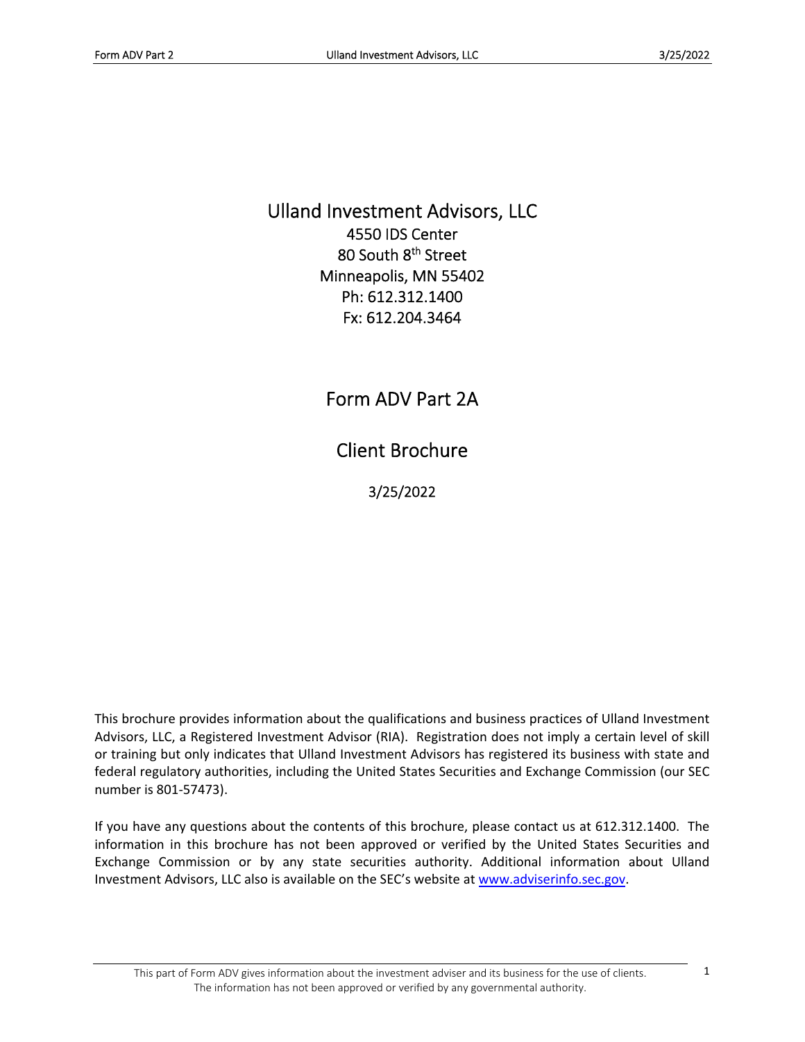# Ulland Investment Advisors, LLC

4550 IDS Center
80 South 8th Street
Minneapolis, MN 55402
Ph: 612.312.1400
Fx: 612.204.3464

## Form ADV Part 2A

## Client Brochure

3/25/2022

This brochure provides information about the qualifications and business practices of Ulland Investment Advisors, LLC, a Registered Investment Advisor (RIA). Registration does not imply a certain level of skill or training but only indicates that Ulland Investment Advisors has registered its business with state and federal regulatory authorities, including the United States Securities and Exchange Commission (our SEC number is 801-57473).

If you have any questions about the contents of this brochure, please contact us at 612.312.1400. The information in this brochure has not been approved or verified by the United States Securities and Exchange Commission or by any state securities authority. Additional information about Ulland Investment Advisors, LLC also is available on the SEC's website at www.adviserinfo.sec.gov.

This part of Form ADV gives information about the investment adviser and its business for the use of clients. The information has not been approved or verified by any governmental authority.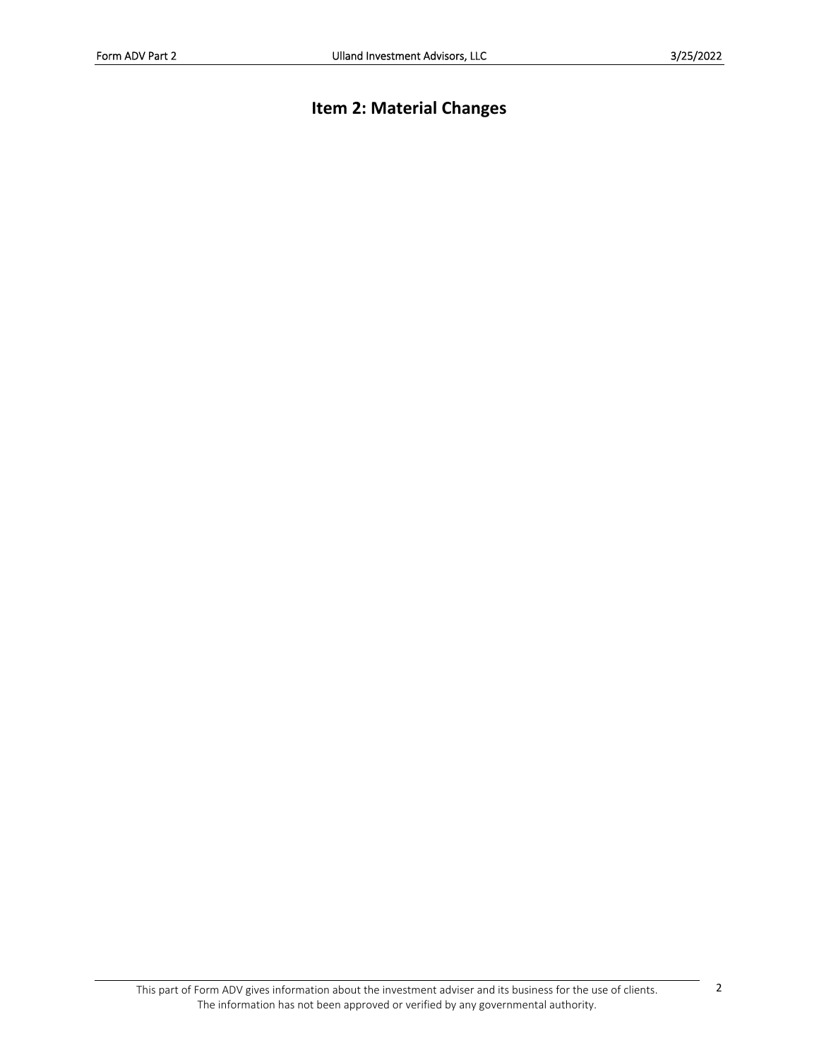# Item 2: Material Changes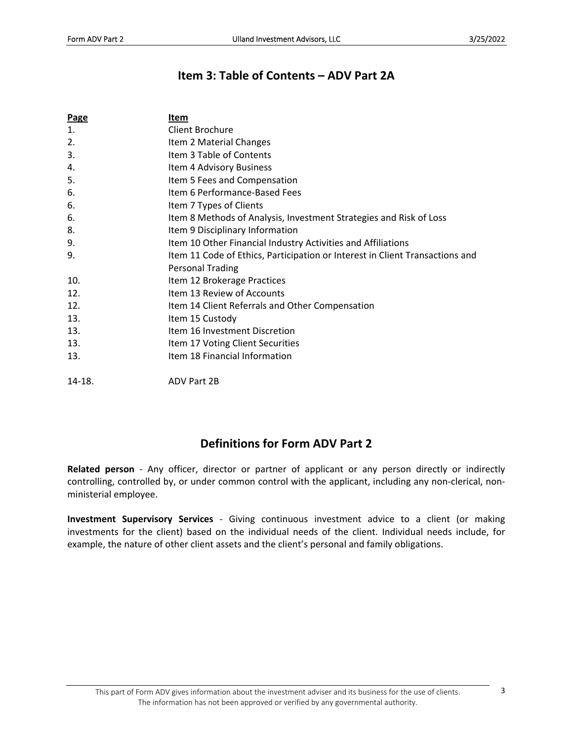## Item 3: Table of Contents – ADV Part 2A

| Page | Item |
|---|---|
| 1. | Client Brochure |
| 2. | Item 2 Material Changes |
| 3. | Item 3 Table of Contents |
| 4. | Item 4 Advisory Business |
| 5. | Item 5 Fees and Compensation |
| 6. | Item 6 Performance-Based Fees |
| 6. | Item 7 Types of Clients |
| 6. | Item 8 Methods of Analysis, Investment Strategies and Risk of Loss |
| 8. | Item 9 Disciplinary Information |
| 9. | Item 10 Other Financial Industry Activities and Affiliations |
| 9. | Item 11 Code of Ethics, Participation or Interest in Client Transactions and Personal Trading |
| 10. | Item 12 Brokerage Practices |
| 12. | Item 13 Review of Accounts |
| 12. | Item 14 Client Referrals and Other Compensation |
| 13. | Item 15 Custody |
| 13. | Item 16 Investment Discretion |
| 13. | Item 17 Voting Client Securities |
| 13. | Item 18 Financial Information |
| 14-18. | ADV Part 2B |

## Definitions for Form ADV Part 2

**Related person** - Any officer, director or partner of applicant or any person directly or indirectly controlling, controlled by, or under common control with the applicant, including any non-clerical, non-ministerial employee.

**Investment Supervisory Services** - Giving continuous investment advice to a client (or making investments for the client) based on the individual needs of the client. Individual needs include, for example, the nature of other client assets and the client's personal and family obligations.

This part of Form ADV gives information about the investment adviser and its business for the use of clients. The information has not been approved or verified by any governmental authority.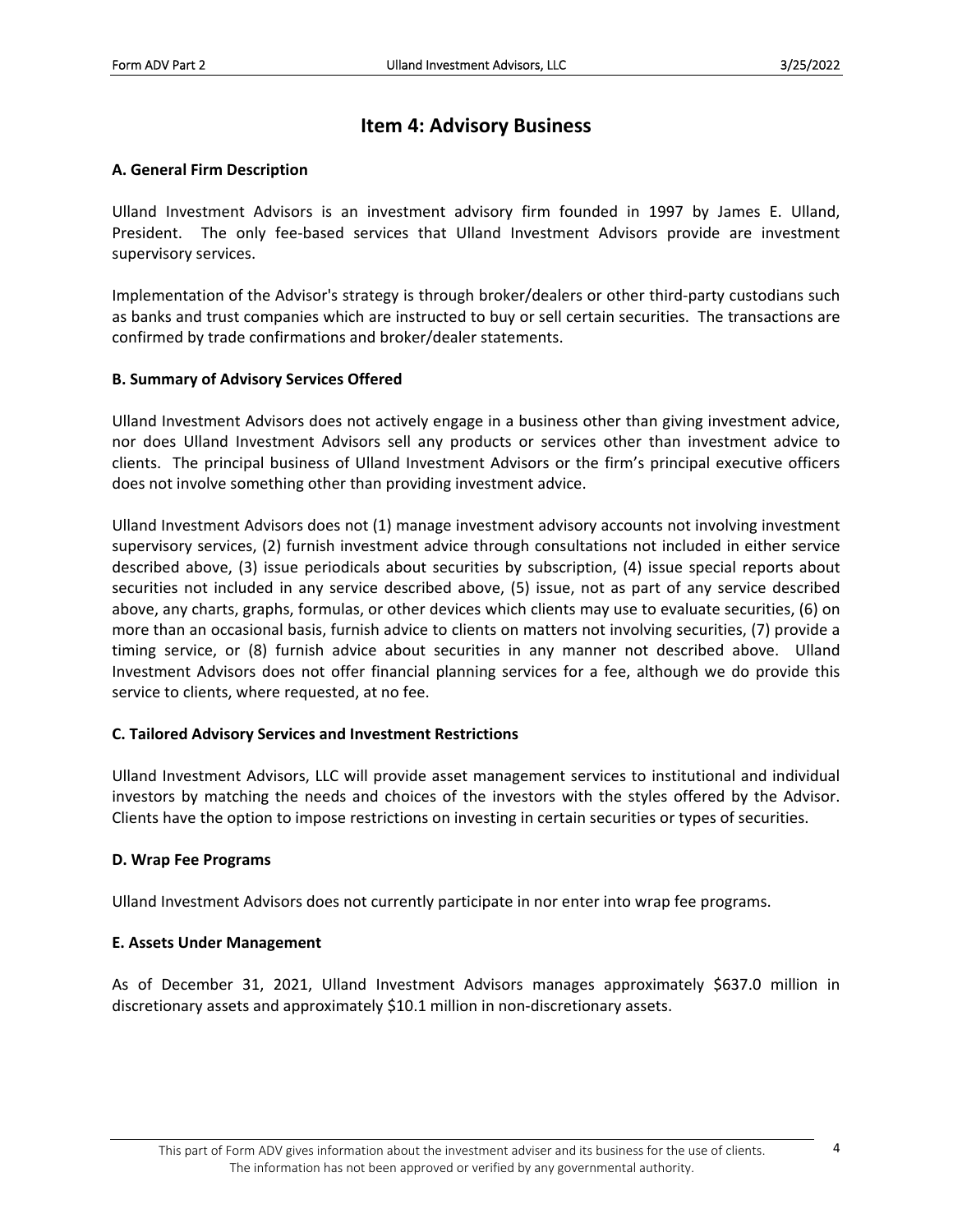# Item 4: Advisory Business

### A. General Firm Description

Ulland Investment Advisors is an investment advisory firm founded in 1997 by James E. Ulland, President. The only fee-based services that Ulland Investment Advisors provide are investment supervisory services.

Implementation of the Advisor's strategy is through broker/dealers or other third-party custodians such as banks and trust companies which are instructed to buy or sell certain securities. The transactions are confirmed by trade confirmations and broker/dealer statements.

### B. Summary of Advisory Services Offered

Ulland Investment Advisors does not actively engage in a business other than giving investment advice, nor does Ulland Investment Advisors sell any products or services other than investment advice to clients. The principal business of Ulland Investment Advisors or the firm's principal executive officers does not involve something other than providing investment advice.

Ulland Investment Advisors does not (1) manage investment advisory accounts not involving investment supervisory services, (2) furnish investment advice through consultations not included in either service described above, (3) issue periodicals about securities by subscription, (4) issue special reports about securities not included in any service described above, (5) issue, not as part of any service described above, any charts, graphs, formulas, or other devices which clients may use to evaluate securities, (6) on more than an occasional basis, furnish advice to clients on matters not involving securities, (7) provide a timing service, or (8) furnish advice about securities in any manner not described above. Ulland Investment Advisors does not offer financial planning services for a fee, although we do provide this service to clients, where requested, at no fee.

### C. Tailored Advisory Services and Investment Restrictions

Ulland Investment Advisors, LLC will provide asset management services to institutional and individual investors by matching the needs and choices of the investors with the styles offered by the Advisor. Clients have the option to impose restrictions on investing in certain securities or types of securities.

### D. Wrap Fee Programs

Ulland Investment Advisors does not currently participate in nor enter into wrap fee programs.

### E. Assets Under Management

As of December 31, 2021, Ulland Investment Advisors manages approximately $637.0 million in discretionary assets and approximately $10.1 million in non-discretionary assets.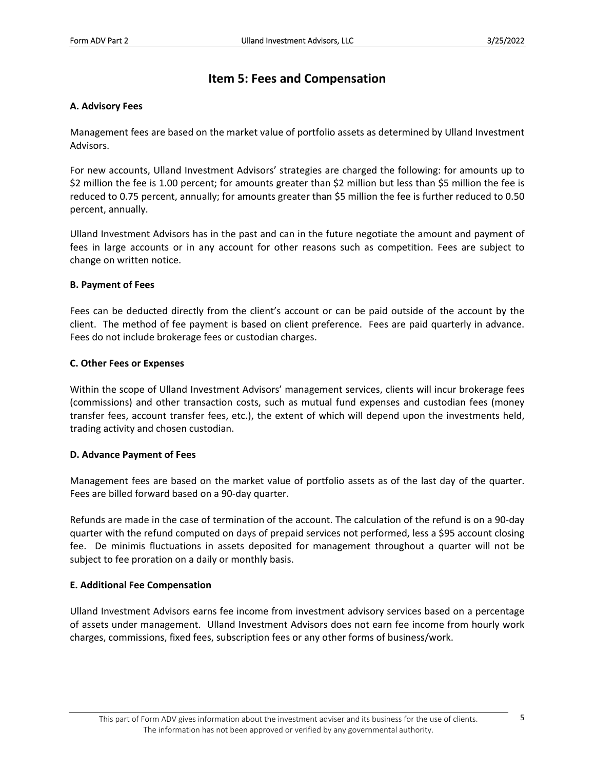# Item 5: Fees and Compensation

### A. Advisory Fees

Management fees are based on the market value of portfolio assets as determined by Ulland Investment Advisors.

For new accounts, Ulland Investment Advisors' strategies are charged the following: for amounts up to $2 million the fee is 1.00 percent; for amounts greater than $2 million but less than $5 million the fee is reduced to 0.75 percent, annually; for amounts greater than $5 million the fee is further reduced to 0.50 percent, annually.

Ulland Investment Advisors has in the past and can in the future negotiate the amount and payment of fees in large accounts or in any account for other reasons such as competition. Fees are subject to change on written notice.

### B. Payment of Fees

Fees can be deducted directly from the client's account or can be paid outside of the account by the client. The method of fee payment is based on client preference. Fees are paid quarterly in advance. Fees do not include brokerage fees or custodian charges.

### C. Other Fees or Expenses

Within the scope of Ulland Investment Advisors' management services, clients will incur brokerage fees (commissions) and other transaction costs, such as mutual fund expenses and custodian fees (money transfer fees, account transfer fees, etc.), the extent of which will depend upon the investments held, trading activity and chosen custodian.

### D. Advance Payment of Fees

Management fees are based on the market value of portfolio assets as of the last day of the quarter. Fees are billed forward based on a 90-day quarter.

Refunds are made in the case of termination of the account. The calculation of the refund is on a 90-day quarter with the refund computed on days of prepaid services not performed, less a $95 account closing fee. De minimis fluctuations in assets deposited for management throughout a quarter will not be subject to fee proration on a daily or monthly basis.

### E. Additional Fee Compensation

Ulland Investment Advisors earns fee income from investment advisory services based on a percentage of assets under management. Ulland Investment Advisors does not earn fee income from hourly work charges, commissions, fixed fees, subscription fees or any other forms of business/work.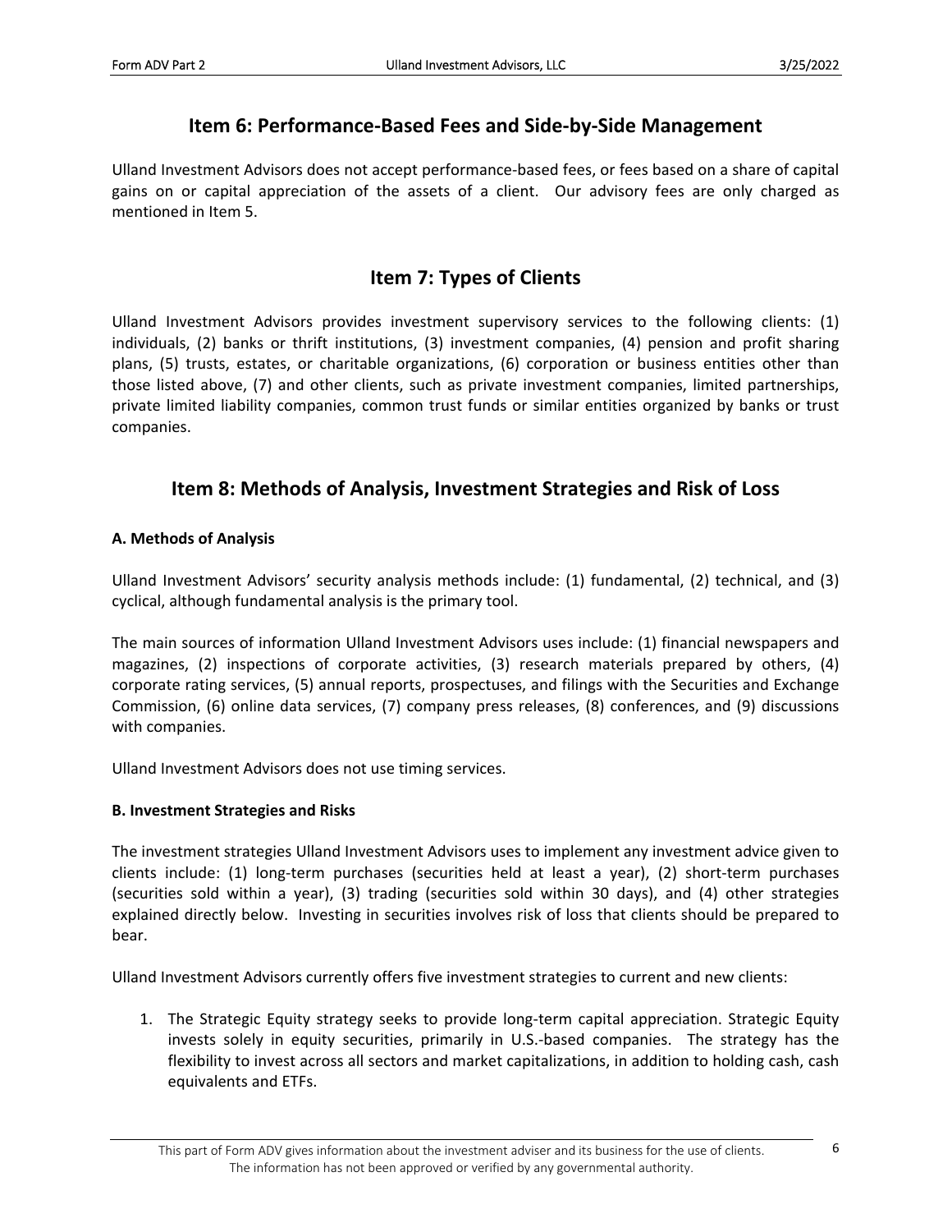## Item 6: Performance-Based Fees and Side-by-Side Management

Ulland Investment Advisors does not accept performance-based fees, or fees based on a share of capital gains on or capital appreciation of the assets of a client. Our advisory fees are only charged as mentioned in Item 5.

## Item 7: Types of Clients

Ulland Investment Advisors provides investment supervisory services to the following clients: (1) individuals, (2) banks or thrift institutions, (3) investment companies, (4) pension and profit sharing plans, (5) trusts, estates, or charitable organizations, (6) corporation or business entities other than those listed above, (7) and other clients, such as private investment companies, limited partnerships, private limited liability companies, common trust funds or similar entities organized by banks or trust companies.

## Item 8: Methods of Analysis, Investment Strategies and Risk of Loss

**A. Methods of Analysis**

Ulland Investment Advisors' security analysis methods include: (1) fundamental, (2) technical, and (3) cyclical, although fundamental analysis is the primary tool.

The main sources of information Ulland Investment Advisors uses include: (1) financial newspapers and magazines, (2) inspections of corporate activities, (3) research materials prepared by others, (4) corporate rating services, (5) annual reports, prospectuses, and filings with the Securities and Exchange Commission, (6) online data services, (7) company press releases, (8) conferences, and (9) discussions with companies.

Ulland Investment Advisors does not use timing services.

**B. Investment Strategies and Risks**

The investment strategies Ulland Investment Advisors uses to implement any investment advice given to clients include: (1) long-term purchases (securities held at least a year), (2) short-term purchases (securities sold within a year), (3) trading (securities sold within 30 days), and (4) other strategies explained directly below. Investing in securities involves risk of loss that clients should be prepared to bear.

Ulland Investment Advisors currently offers five investment strategies to current and new clients:

1. The Strategic Equity strategy seeks to provide long-term capital appreciation. Strategic Equity invests solely in equity securities, primarily in U.S.-based companies. The strategy has the flexibility to invest across all sectors and market capitalizations, in addition to holding cash, cash equivalents and ETFs.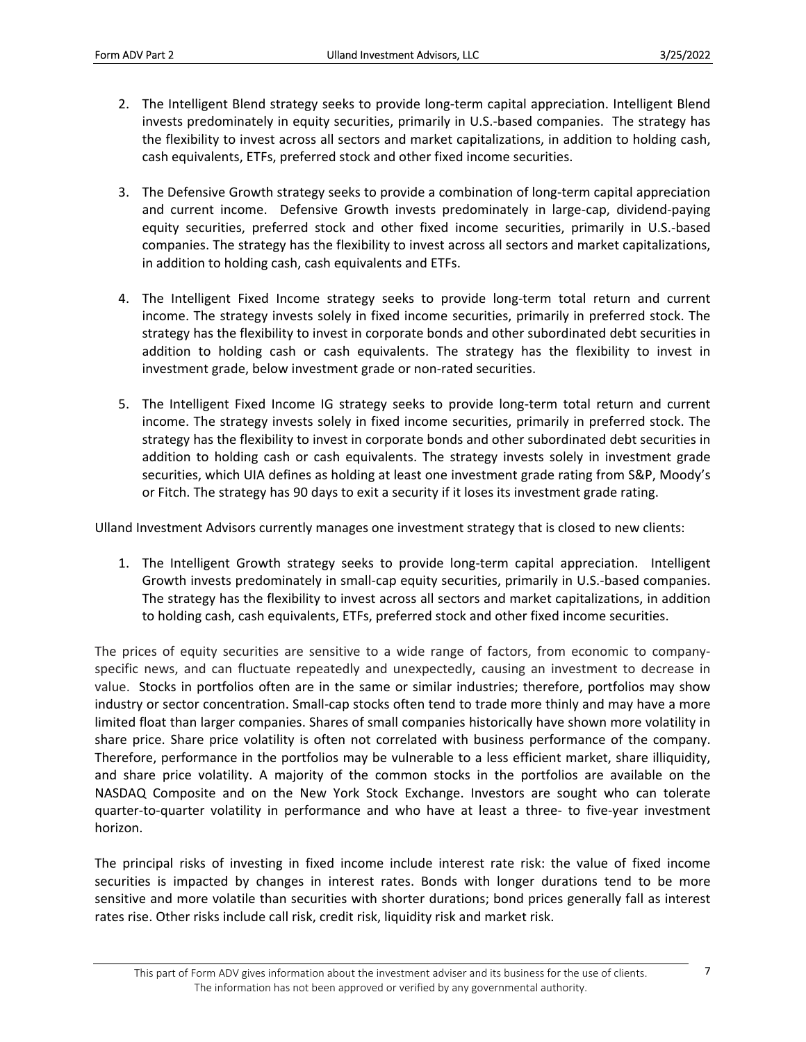2. The Intelligent Blend strategy seeks to provide long-term capital appreciation. Intelligent Blend invests predominately in equity securities, primarily in U.S.-based companies. The strategy has the flexibility to invest across all sectors and market capitalizations, in addition to holding cash, cash equivalents, ETFs, preferred stock and other fixed income securities.

3. The Defensive Growth strategy seeks to provide a combination of long-term capital appreciation and current income. Defensive Growth invests predominately in large-cap, dividend-paying equity securities, preferred stock and other fixed income securities, primarily in U.S.-based companies. The strategy has the flexibility to invest across all sectors and market capitalizations, in addition to holding cash, cash equivalents and ETFs.

4. The Intelligent Fixed Income strategy seeks to provide long-term total return and current income. The strategy invests solely in fixed income securities, primarily in preferred stock. The strategy has the flexibility to invest in corporate bonds and other subordinated debt securities in addition to holding cash or cash equivalents. The strategy has the flexibility to invest in investment grade, below investment grade or non-rated securities.

5. The Intelligent Fixed Income IG strategy seeks to provide long-term total return and current income. The strategy invests solely in fixed income securities, primarily in preferred stock. The strategy has the flexibility to invest in corporate bonds and other subordinated debt securities in addition to holding cash or cash equivalents. The strategy invests solely in investment grade securities, which UIA defines as holding at least one investment grade rating from S&P, Moody's or Fitch. The strategy has 90 days to exit a security if it loses its investment grade rating.

Ulland Investment Advisors currently manages one investment strategy that is closed to new clients:

1. The Intelligent Growth strategy seeks to provide long-term capital appreciation. Intelligent Growth invests predominately in small-cap equity securities, primarily in U.S.-based companies. The strategy has the flexibility to invest across all sectors and market capitalizations, in addition to holding cash, cash equivalents, ETFs, preferred stock and other fixed income securities.

The prices of equity securities are sensitive to a wide range of factors, from economic to company-specific news, and can fluctuate repeatedly and unexpectedly, causing an investment to decrease in value. Stocks in portfolios often are in the same or similar industries; therefore, portfolios may show industry or sector concentration. Small-cap stocks often tend to trade more thinly and may have a more limited float than larger companies. Shares of small companies historically have shown more volatility in share price. Share price volatility is often not correlated with business performance of the company. Therefore, performance in the portfolios may be vulnerable to a less efficient market, share illiquidity, and share price volatility. A majority of the common stocks in the portfolios are available on the NASDAQ Composite and on the New York Stock Exchange. Investors are sought who can tolerate quarter-to-quarter volatility in performance and who have at least a three- to five-year investment horizon.

The principal risks of investing in fixed income include interest rate risk: the value of fixed income securities is impacted by changes in interest rates. Bonds with longer durations tend to be more sensitive and more volatile than securities with shorter durations; bond prices generally fall as interest rates rise. Other risks include call risk, credit risk, liquidity risk and market risk.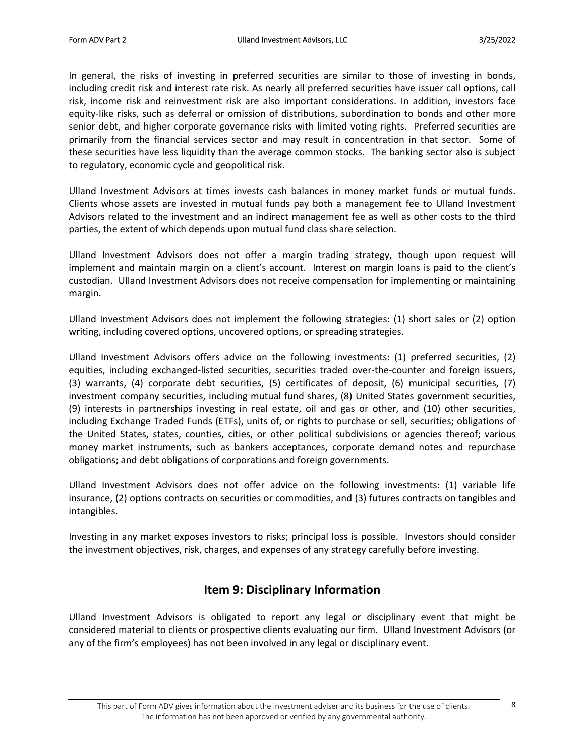In general, the risks of investing in preferred securities are similar to those of investing in bonds, including credit risk and interest rate risk. As nearly all preferred securities have issuer call options, call risk, income risk and reinvestment risk are also important considerations. In addition, investors face equity-like risks, such as deferral or omission of distributions, subordination to bonds and other more senior debt, and higher corporate governance risks with limited voting rights. Preferred securities are primarily from the financial services sector and may result in concentration in that sector. Some of these securities have less liquidity than the average common stocks. The banking sector also is subject to regulatory, economic cycle and geopolitical risk.

Ulland Investment Advisors at times invests cash balances in money market funds or mutual funds. Clients whose assets are invested in mutual funds pay both a management fee to Ulland Investment Advisors related to the investment and an indirect management fee as well as other costs to the third parties, the extent of which depends upon mutual fund class share selection.

Ulland Investment Advisors does not offer a margin trading strategy, though upon request will implement and maintain margin on a client's account. Interest on margin loans is paid to the client's custodian. Ulland Investment Advisors does not receive compensation for implementing or maintaining margin.

Ulland Investment Advisors does not implement the following strategies: (1) short sales or (2) option writing, including covered options, uncovered options, or spreading strategies.

Ulland Investment Advisors offers advice on the following investments: (1) preferred securities, (2) equities, including exchanged-listed securities, securities traded over-the-counter and foreign issuers, (3) warrants, (4) corporate debt securities, (5) certificates of deposit, (6) municipal securities, (7) investment company securities, including mutual fund shares, (8) United States government securities, (9) interests in partnerships investing in real estate, oil and gas or other, and (10) other securities, including Exchange Traded Funds (ETFs), units of, or rights to purchase or sell, securities; obligations of the United States, states, counties, cities, or other political subdivisions or agencies thereof; various money market instruments, such as bankers acceptances, corporate demand notes and repurchase obligations; and debt obligations of corporations and foreign governments.

Ulland Investment Advisors does not offer advice on the following investments: (1) variable life insurance, (2) options contracts on securities or commodities, and (3) futures contracts on tangibles and intangibles.

Investing in any market exposes investors to risks; principal loss is possible. Investors should consider the investment objectives, risk, charges, and expenses of any strategy carefully before investing.

## Item 9: Disciplinary Information

Ulland Investment Advisors is obligated to report any legal or disciplinary event that might be considered material to clients or prospective clients evaluating our firm. Ulland Investment Advisors (or any of the firm's employees) has not been involved in any legal or disciplinary event.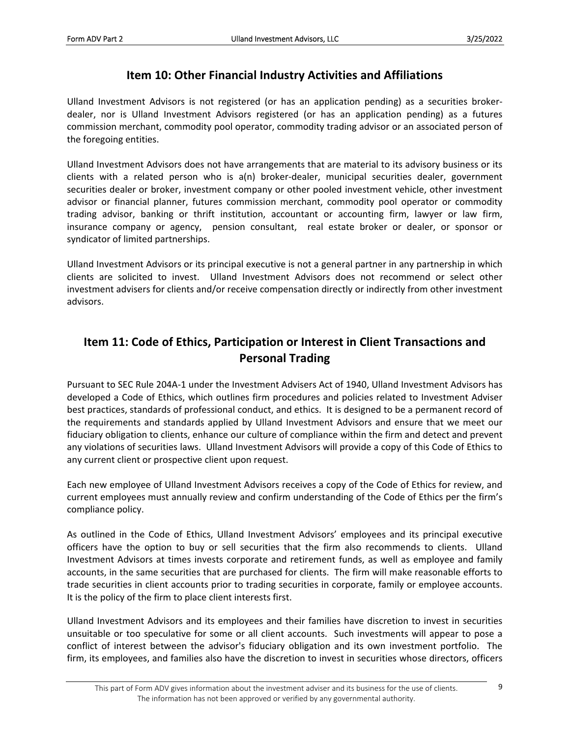## Item 10: Other Financial Industry Activities and Affiliations

Ulland Investment Advisors is not registered (or has an application pending) as a securities broker-dealer, nor is Ulland Investment Advisors registered (or has an application pending) as a futures commission merchant, commodity pool operator, commodity trading advisor or an associated person of the foregoing entities.

Ulland Investment Advisors does not have arrangements that are material to its advisory business or its clients with a related person who is a(n) broker-dealer, municipal securities dealer, government securities dealer or broker, investment company or other pooled investment vehicle, other investment advisor or financial planner, futures commission merchant, commodity pool operator or commodity trading advisor, banking or thrift institution, accountant or accounting firm, lawyer or law firm, insurance company or agency, pension consultant, real estate broker or dealer, or sponsor or syndicator of limited partnerships.

Ulland Investment Advisors or its principal executive is not a general partner in any partnership in which clients are solicited to invest. Ulland Investment Advisors does not recommend or select other investment advisers for clients and/or receive compensation directly or indirectly from other investment advisors.

## Item 11: Code of Ethics, Participation or Interest in Client Transactions and Personal Trading

Pursuant to SEC Rule 204A-1 under the Investment Advisers Act of 1940, Ulland Investment Advisors has developed a Code of Ethics, which outlines firm procedures and policies related to Investment Adviser best practices, standards of professional conduct, and ethics. It is designed to be a permanent record of the requirements and standards applied by Ulland Investment Advisors and ensure that we meet our fiduciary obligation to clients, enhance our culture of compliance within the firm and detect and prevent any violations of securities laws. Ulland Investment Advisors will provide a copy of this Code of Ethics to any current client or prospective client upon request.

Each new employee of Ulland Investment Advisors receives a copy of the Code of Ethics for review, and current employees must annually review and confirm understanding of the Code of Ethics per the firm's compliance policy.

As outlined in the Code of Ethics, Ulland Investment Advisors' employees and its principal executive officers have the option to buy or sell securities that the firm also recommends to clients. Ulland Investment Advisors at times invests corporate and retirement funds, as well as employee and family accounts, in the same securities that are purchased for clients. The firm will make reasonable efforts to trade securities in client accounts prior to trading securities in corporate, family or employee accounts. It is the policy of the firm to place client interests first.

Ulland Investment Advisors and its employees and their families have discretion to invest in securities unsuitable or too speculative for some or all client accounts. Such investments will appear to pose a conflict of interest between the advisor's fiduciary obligation and its own investment portfolio. The firm, its employees, and families also have the discretion to invest in securities whose directors, officers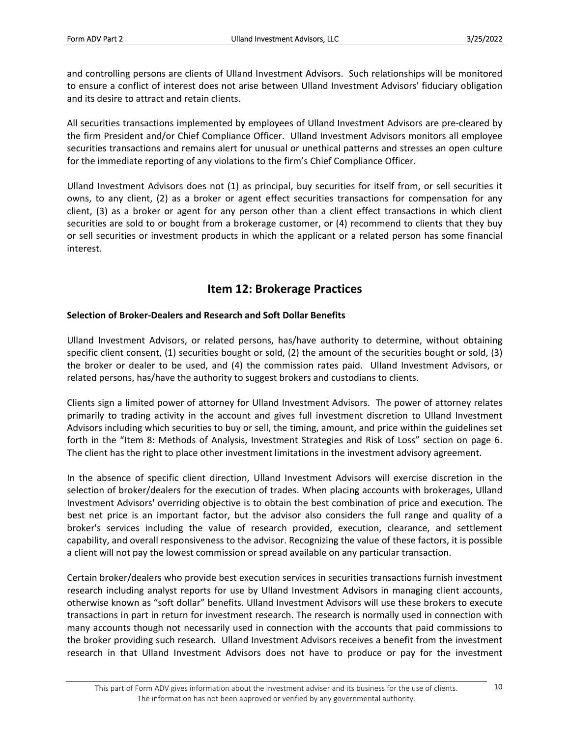and controlling persons are clients of Ulland Investment Advisors. Such relationships will be monitored to ensure a conflict of interest does not arise between Ulland Investment Advisors' fiduciary obligation and its desire to attract and retain clients.

All securities transactions implemented by employees of Ulland Investment Advisors are pre-cleared by the firm President and/or Chief Compliance Officer. Ulland Investment Advisors monitors all employee securities transactions and remains alert for unusual or unethical patterns and stresses an open culture for the immediate reporting of any violations to the firm's Chief Compliance Officer.

Ulland Investment Advisors does not (1) as principal, buy securities for itself from, or sell securities it owns, to any client, (2) as a broker or agent effect securities transactions for compensation for any client, (3) as a broker or agent for any person other than a client effect transactions in which client securities are sold to or bought from a brokerage customer, or (4) recommend to clients that they buy or sell securities or investment products in which the applicant or a related person has some financial interest.

## Item 12: Brokerage Practices

**Selection of Broker-Dealers and Research and Soft Dollar Benefits**

Ulland Investment Advisors, or related persons, has/have authority to determine, without obtaining specific client consent, (1) securities bought or sold, (2) the amount of the securities bought or sold, (3) the broker or dealer to be used, and (4) the commission rates paid. Ulland Investment Advisors, or related persons, has/have the authority to suggest brokers and custodians to clients.

Clients sign a limited power of attorney for Ulland Investment Advisors. The power of attorney relates primarily to trading activity in the account and gives full investment discretion to Ulland Investment Advisors including which securities to buy or sell, the timing, amount, and price within the guidelines set forth in the "Item 8: Methods of Analysis, Investment Strategies and Risk of Loss" section on page 6. The client has the right to place other investment limitations in the investment advisory agreement.

In the absence of specific client direction, Ulland Investment Advisors will exercise discretion in the selection of broker/dealers for the execution of trades. When placing accounts with brokerages, Ulland Investment Advisors' overriding objective is to obtain the best combination of price and execution. The best net price is an important factor, but the advisor also considers the full range and quality of a broker's services including the value of research provided, execution, clearance, and settlement capability, and overall responsiveness to the advisor. Recognizing the value of these factors, it is possible a client will not pay the lowest commission or spread available on any particular transaction.

Certain broker/dealers who provide best execution services in securities transactions furnish investment research including analyst reports for use by Ulland Investment Advisors in managing client accounts, otherwise known as "soft dollar" benefits. Ulland Investment Advisors will use these brokers to execute transactions in part in return for investment research. The research is normally used in connection with many accounts though not necessarily used in connection with the accounts that paid commissions to the broker providing such research. Ulland Investment Advisors receives a benefit from the investment research in that Ulland Investment Advisors does not have to produce or pay for the investment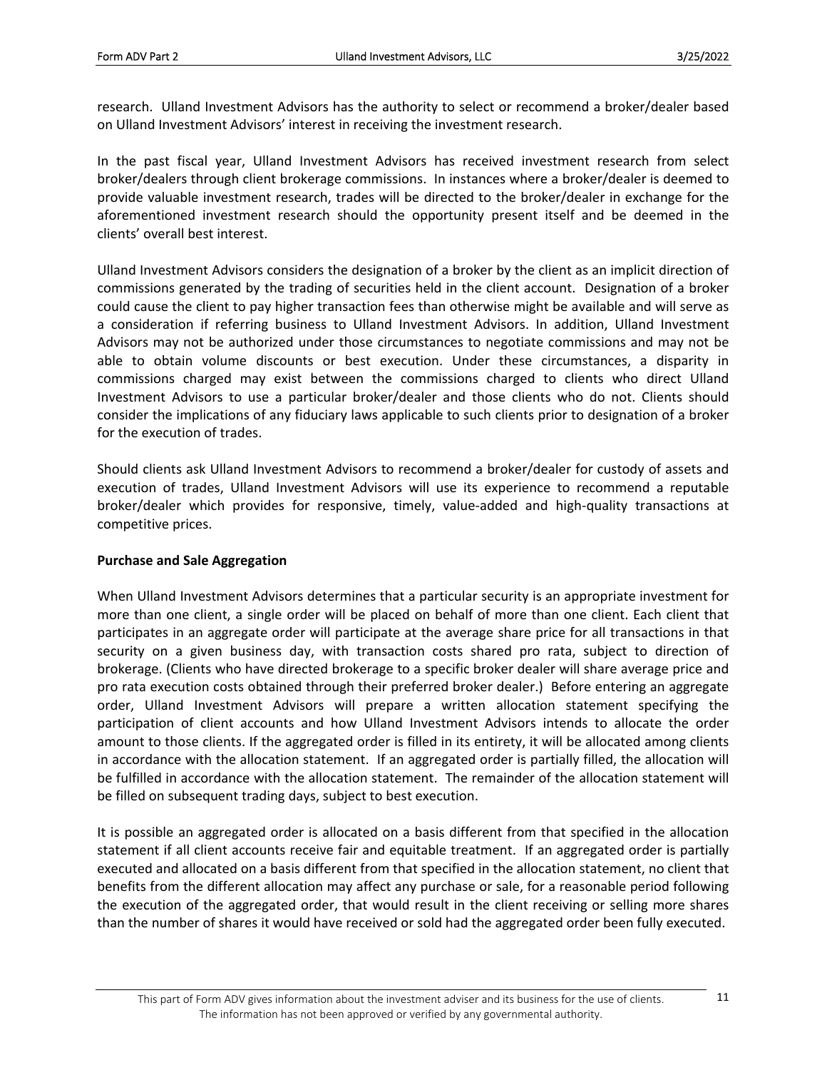research. Ulland Investment Advisors has the authority to select or recommend a broker/dealer based on Ulland Investment Advisors' interest in receiving the investment research.

In the past fiscal year, Ulland Investment Advisors has received investment research from select broker/dealers through client brokerage commissions. In instances where a broker/dealer is deemed to provide valuable investment research, trades will be directed to the broker/dealer in exchange for the aforementioned investment research should the opportunity present itself and be deemed in the clients' overall best interest.

Ulland Investment Advisors considers the designation of a broker by the client as an implicit direction of commissions generated by the trading of securities held in the client account. Designation of a broker could cause the client to pay higher transaction fees than otherwise might be available and will serve as a consideration if referring business to Ulland Investment Advisors. In addition, Ulland Investment Advisors may not be authorized under those circumstances to negotiate commissions and may not be able to obtain volume discounts or best execution. Under these circumstances, a disparity in commissions charged may exist between the commissions charged to clients who direct Ulland Investment Advisors to use a particular broker/dealer and those clients who do not. Clients should consider the implications of any fiduciary laws applicable to such clients prior to designation of a broker for the execution of trades.

Should clients ask Ulland Investment Advisors to recommend a broker/dealer for custody of assets and execution of trades, Ulland Investment Advisors will use its experience to recommend a reputable broker/dealer which provides for responsive, timely, value-added and high-quality transactions at competitive prices.

**Purchase and Sale Aggregation**

When Ulland Investment Advisors determines that a particular security is an appropriate investment for more than one client, a single order will be placed on behalf of more than one client. Each client that participates in an aggregate order will participate at the average share price for all transactions in that security on a given business day, with transaction costs shared pro rata, subject to direction of brokerage. (Clients who have directed brokerage to a specific broker dealer will share average price and pro rata execution costs obtained through their preferred broker dealer.) Before entering an aggregate order, Ulland Investment Advisors will prepare a written allocation statement specifying the participation of client accounts and how Ulland Investment Advisors intends to allocate the order amount to those clients. If the aggregated order is filled in its entirety, it will be allocated among clients in accordance with the allocation statement. If an aggregated order is partially filled, the allocation will be fulfilled in accordance with the allocation statement. The remainder of the allocation statement will be filled on subsequent trading days, subject to best execution.

It is possible an aggregated order is allocated on a basis different from that specified in the allocation statement if all client accounts receive fair and equitable treatment. If an aggregated order is partially executed and allocated on a basis different from that specified in the allocation statement, no client that benefits from the different allocation may affect any purchase or sale, for a reasonable period following the execution of the aggregated order, that would result in the client receiving or selling more shares than the number of shares it would have received or sold had the aggregated order been fully executed.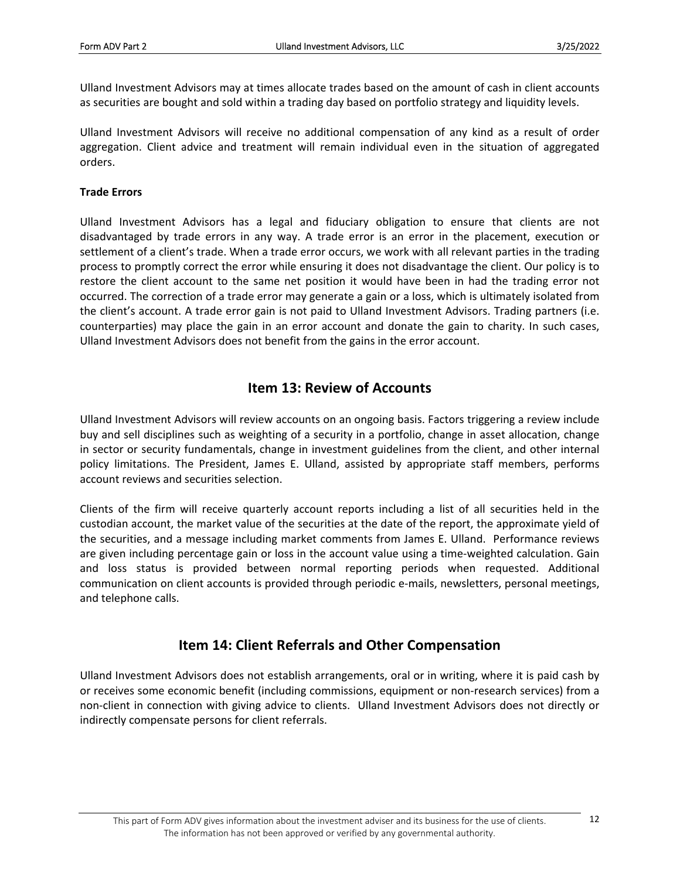Ulland Investment Advisors may at times allocate trades based on the amount of cash in client accounts as securities are bought and sold within a trading day based on portfolio strategy and liquidity levels.

Ulland Investment Advisors will receive no additional compensation of any kind as a result of order aggregation. Client advice and treatment will remain individual even in the situation of aggregated orders.

**Trade Errors**

Ulland Investment Advisors has a legal and fiduciary obligation to ensure that clients are not disadvantaged by trade errors in any way. A trade error is an error in the placement, execution or settlement of a client's trade. When a trade error occurs, we work with all relevant parties in the trading process to promptly correct the error while ensuring it does not disadvantage the client. Our policy is to restore the client account to the same net position it would have been in had the trading error not occurred. The correction of a trade error may generate a gain or a loss, which is ultimately isolated from the client's account. A trade error gain is not paid to Ulland Investment Advisors. Trading partners (i.e. counterparties) may place the gain in an error account and donate the gain to charity. In such cases, Ulland Investment Advisors does not benefit from the gains in the error account.

## Item 13: Review of Accounts

Ulland Investment Advisors will review accounts on an ongoing basis. Factors triggering a review include buy and sell disciplines such as weighting of a security in a portfolio, change in asset allocation, change in sector or security fundamentals, change in investment guidelines from the client, and other internal policy limitations. The President, James E. Ulland, assisted by appropriate staff members, performs account reviews and securities selection.

Clients of the firm will receive quarterly account reports including a list of all securities held in the custodian account, the market value of the securities at the date of the report, the approximate yield of the securities, and a message including market comments from James E. Ulland. Performance reviews are given including percentage gain or loss in the account value using a time-weighted calculation. Gain and loss status is provided between normal reporting periods when requested. Additional communication on client accounts is provided through periodic e-mails, newsletters, personal meetings, and telephone calls.

## Item 14: Client Referrals and Other Compensation

Ulland Investment Advisors does not establish arrangements, oral or in writing, where it is paid cash by or receives some economic benefit (including commissions, equipment or non-research services) from a non-client in connection with giving advice to clients. Ulland Investment Advisors does not directly or indirectly compensate persons for client referrals.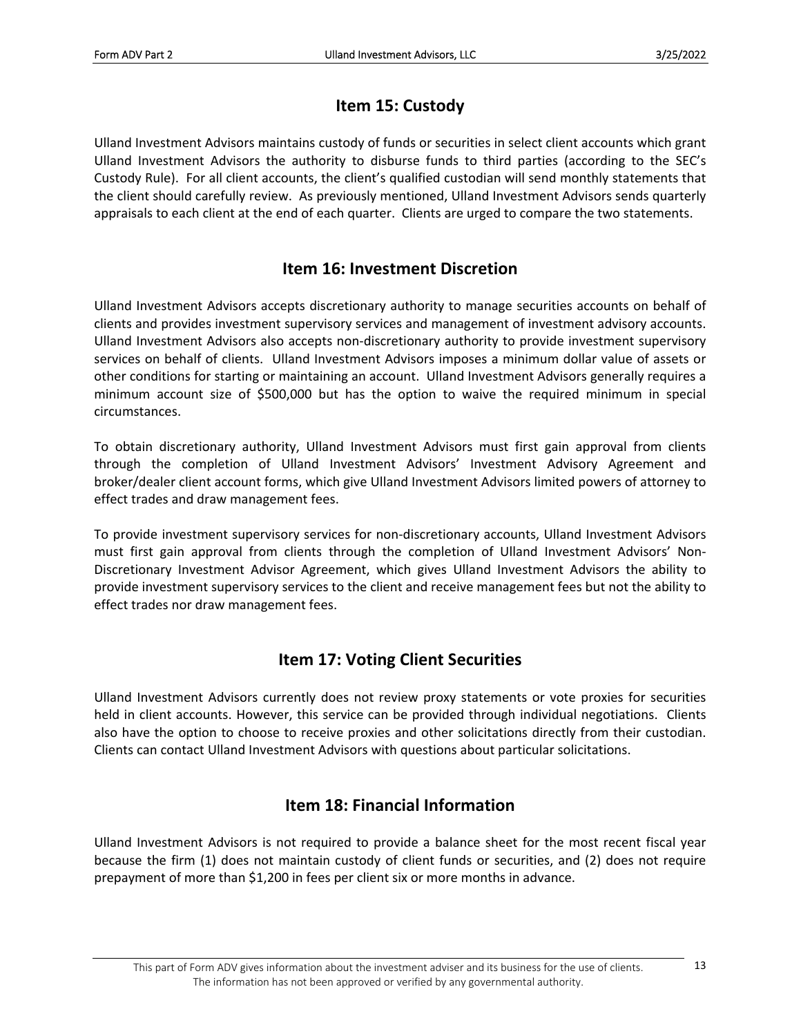## Item 15: Custody

Ulland Investment Advisors maintains custody of funds or securities in select client accounts which grant Ulland Investment Advisors the authority to disburse funds to third parties (according to the SEC's Custody Rule). For all client accounts, the client's qualified custodian will send monthly statements that the client should carefully review. As previously mentioned, Ulland Investment Advisors sends quarterly appraisals to each client at the end of each quarter. Clients are urged to compare the two statements.

## Item 16: Investment Discretion

Ulland Investment Advisors accepts discretionary authority to manage securities accounts on behalf of clients and provides investment supervisory services and management of investment advisory accounts. Ulland Investment Advisors also accepts non-discretionary authority to provide investment supervisory services on behalf of clients. Ulland Investment Advisors imposes a minimum dollar value of assets or other conditions for starting or maintaining an account. Ulland Investment Advisors generally requires a minimum account size of $500,000 but has the option to waive the required minimum in special circumstances.

To obtain discretionary authority, Ulland Investment Advisors must first gain approval from clients through the completion of Ulland Investment Advisors' Investment Advisory Agreement and broker/dealer client account forms, which give Ulland Investment Advisors limited powers of attorney to effect trades and draw management fees.

To provide investment supervisory services for non-discretionary accounts, Ulland Investment Advisors must first gain approval from clients through the completion of Ulland Investment Advisors' Non-Discretionary Investment Advisor Agreement, which gives Ulland Investment Advisors the ability to provide investment supervisory services to the client and receive management fees but not the ability to effect trades nor draw management fees.

## Item 17: Voting Client Securities

Ulland Investment Advisors currently does not review proxy statements or vote proxies for securities held in client accounts. However, this service can be provided through individual negotiations. Clients also have the option to choose to receive proxies and other solicitations directly from their custodian. Clients can contact Ulland Investment Advisors with questions about particular solicitations.

## Item 18: Financial Information

Ulland Investment Advisors is not required to provide a balance sheet for the most recent fiscal year because the firm (1) does not maintain custody of client funds or securities, and (2) does not require prepayment of more than $1,200 in fees per client six or more months in advance.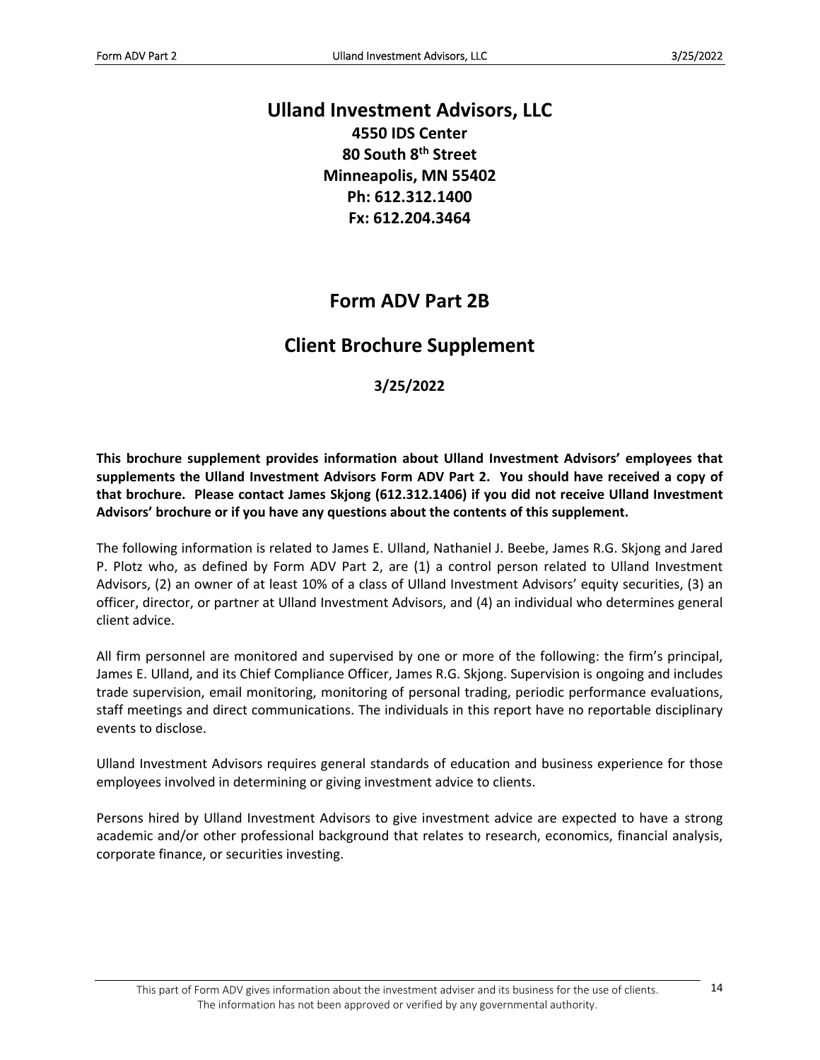# Ulland Investment Advisors, LLC

**4550 IDS Center**
**80 South 8th Street**
**Minneapolis, MN 55402**
**Ph: 612.312.1400**
**Fx: 612.204.3464**

# Form ADV Part 2B

# Client Brochure Supplement

**3/25/2022**

**This brochure supplement provides information about Ulland Investment Advisors' employees that supplements the Ulland Investment Advisors Form ADV Part 2. You should have received a copy of that brochure. Please contact James Skjong (612.312.1406) if you did not receive Ulland Investment Advisors' brochure or if you have any questions about the contents of this supplement.**

The following information is related to James E. Ulland, Nathaniel J. Beebe, James R.G. Skjong and Jared P. Plotz who, as defined by Form ADV Part 2, are (1) a control person related to Ulland Investment Advisors, (2) an owner of at least 10% of a class of Ulland Investment Advisors' equity securities, (3) an officer, director, or partner at Ulland Investment Advisors, and (4) an individual who determines general client advice.

All firm personnel are monitored and supervised by one or more of the following: the firm's principal, James E. Ulland, and its Chief Compliance Officer, James R.G. Skjong. Supervision is ongoing and includes trade supervision, email monitoring, monitoring of personal trading, periodic performance evaluations, staff meetings and direct communications. The individuals in this report have no reportable disciplinary events to disclose.

Ulland Investment Advisors requires general standards of education and business experience for those employees involved in determining or giving investment advice to clients.

Persons hired by Ulland Investment Advisors to give investment advice are expected to have a strong academic and/or other professional background that relates to research, economics, financial analysis, corporate finance, or securities investing.

This part of Form ADV gives information about the investment adviser and its business for the use of clients. The information has not been approved or verified by any governmental authority.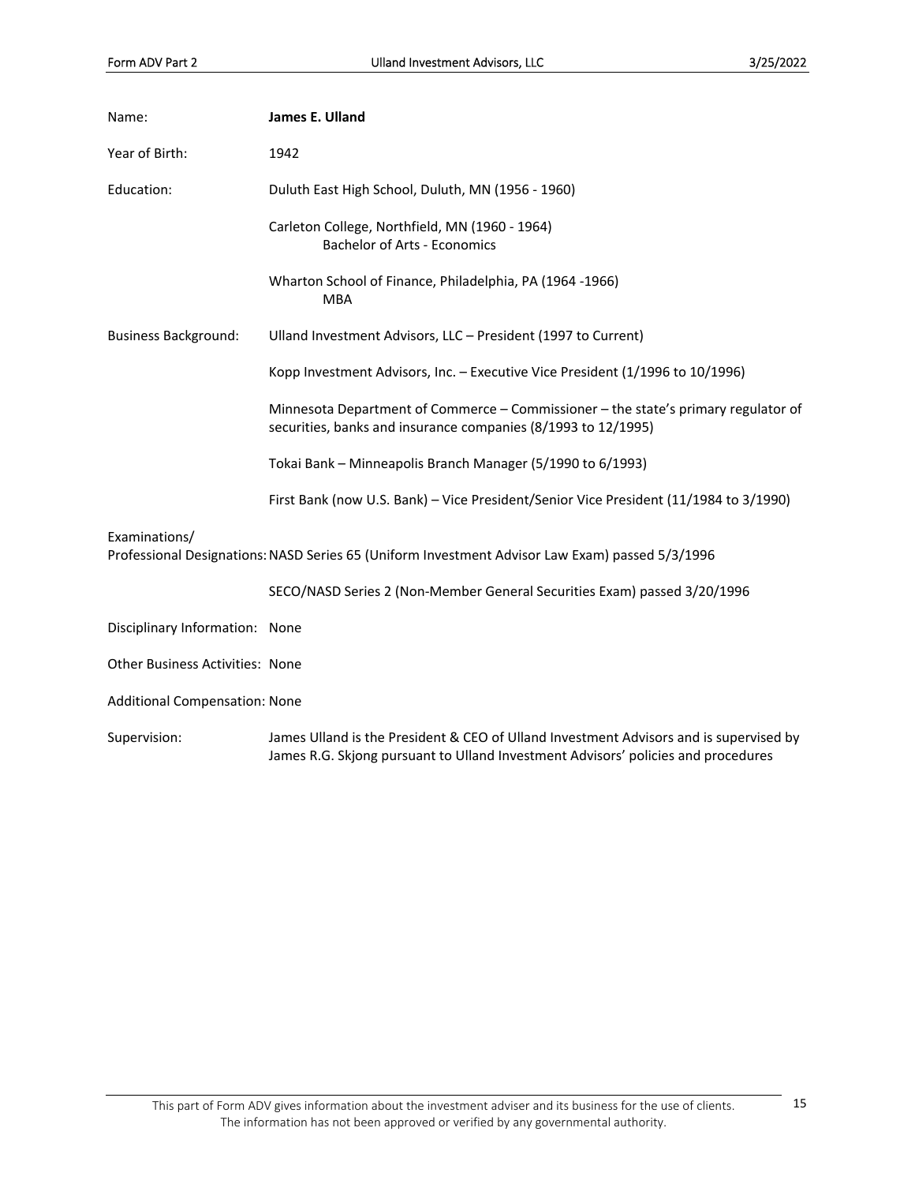| | |
|---|---|
| Name: | **James E. Ulland** |
| Year of Birth: | 1942 |
| Education: | Duluth East High School, Duluth, MN (1956 - 1960) |
| | Carleton College, Northfield, MN (1960 - 1964)<br>Bachelor of Arts - Economics |
| | Wharton School of Finance, Philadelphia, PA (1964 -1966)<br>MBA |
| Business Background: | Ulland Investment Advisors, LLC – President (1997 to Current) |
| | Kopp Investment Advisors, Inc. – Executive Vice President (1/1996 to 10/1996) |
| | Minnesota Department of Commerce – Commissioner – the state's primary regulator of securities, banks and insurance companies (8/1993 to 12/1995) |
| | Tokai Bank – Minneapolis Branch Manager (5/1990 to 6/1993) |
| | First Bank (now U.S. Bank) – Vice President/Senior Vice President (11/1984 to 3/1990) |
| Examinations/<br>Professional Designations: | NASD Series 65 (Uniform Investment Advisor Law Exam) passed 5/3/1996 |
| | SECO/NASD Series 2 (Non-Member General Securities Exam) passed 3/20/1996 |
| Disciplinary Information: | None |
| Other Business Activities: | None |
| Additional Compensation: | None |
| Supervision: | James Ulland is the President & CEO of Ulland Investment Advisors and is supervised by James R.G. Skjong pursuant to Ulland Investment Advisors' policies and procedures |

This part of Form ADV gives information about the investment adviser and its business for the use of clients. The information has not been approved or verified by any governmental authority.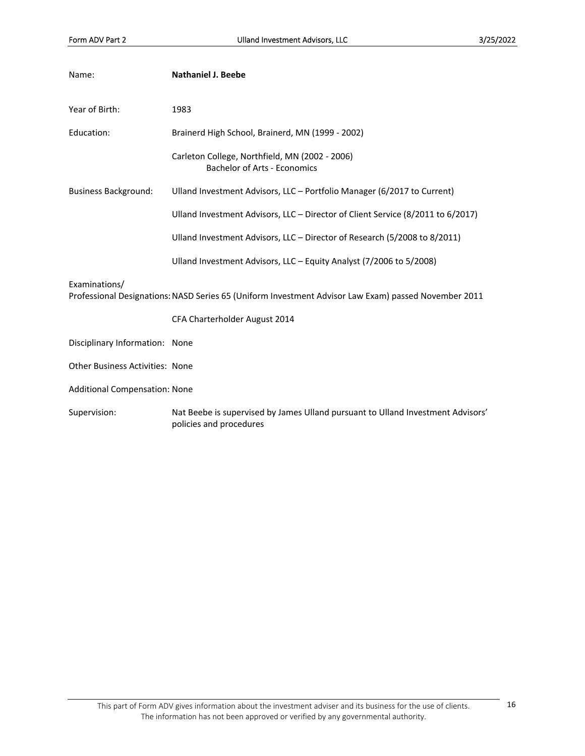Name: **Nathaniel J. Beebe**

Year of Birth: 1983

Education: Brainerd High School, Brainerd, MN (1999 - 2002)

Carleton College, Northfield, MN (2002 - 2006)
Bachelor of Arts - Economics

Business Background: Ulland Investment Advisors, LLC – Portfolio Manager (6/2017 to Current)

Ulland Investment Advisors, LLC – Director of Client Service (8/2011 to 6/2017)

Ulland Investment Advisors, LLC – Director of Research (5/2008 to 8/2011)

Ulland Investment Advisors, LLC – Equity Analyst (7/2006 to 5/2008)

Examinations/
Professional Designations: NASD Series 65 (Uniform Investment Advisor Law Exam) passed November 2011

CFA Charterholder August 2014

Disciplinary Information: None

Other Business Activities: None

Additional Compensation: None

Supervision: Nat Beebe is supervised by James Ulland pursuant to Ulland Investment Advisors' policies and procedures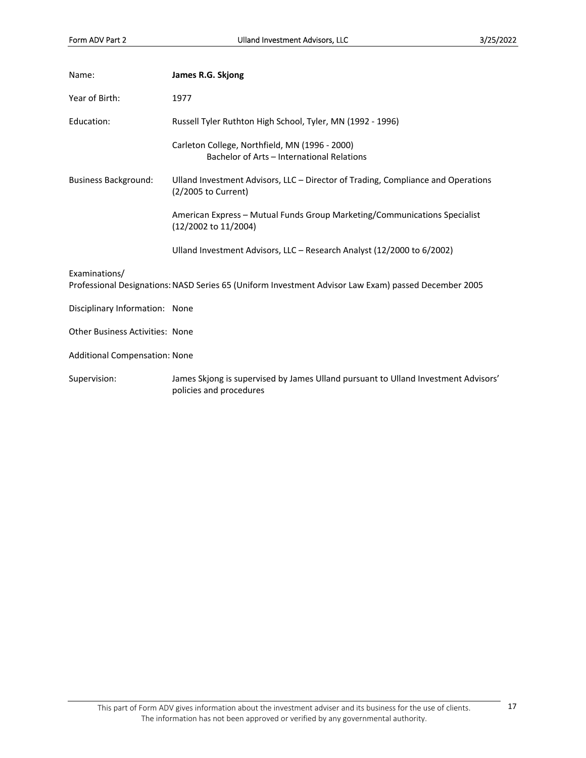Name: **James R.G. Skjong**

Year of Birth: 1977

Education: Russell Tyler Ruthton High School, Tyler, MN (1992 - 1996)

Carleton College, Northfield, MN (1996 - 2000)
Bachelor of Arts – International Relations

Business Background: Ulland Investment Advisors, LLC – Director of Trading, Compliance and Operations (2/2005 to Current)

American Express – Mutual Funds Group Marketing/Communications Specialist (12/2002 to 11/2004)

Ulland Investment Advisors, LLC – Research Analyst (12/2000 to 6/2002)

Examinations/
Professional Designations: NASD Series 65 (Uniform Investment Advisor Law Exam) passed December 2005

Disciplinary Information: None

Other Business Activities: None

Additional Compensation: None

Supervision: James Skjong is supervised by James Ulland pursuant to Ulland Investment Advisors' policies and procedures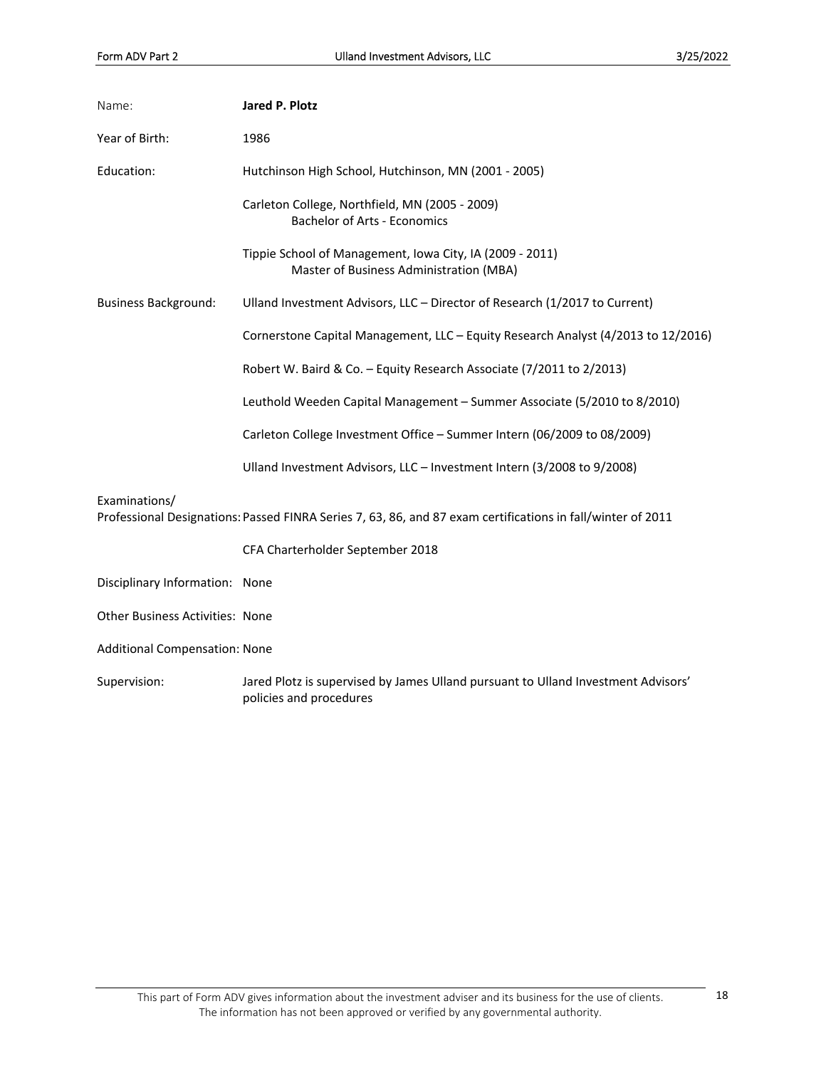| | |
|---|---|
| Name: | **Jared P. Plotz** |
| Year of Birth: | 1986 |
| Education: | Hutchinson High School, Hutchinson, MN (2001 - 2005) |
| | Carleton College, Northfield, MN (2005 - 2009)<br>Bachelor of Arts - Economics |
| | Tippie School of Management, Iowa City, IA (2009 - 2011)<br>Master of Business Administration (MBA) |
| Business Background: | Ulland Investment Advisors, LLC – Director of Research (1/2017 to Current) |
| | Cornerstone Capital Management, LLC – Equity Research Analyst (4/2013 to 12/2016) |
| | Robert W. Baird & Co. – Equity Research Associate (7/2011 to 2/2013) |
| | Leuthold Weeden Capital Management – Summer Associate (5/2010 to 8/2010) |
| | Carleton College Investment Office – Summer Intern (06/2009 to 08/2009) |
| | Ulland Investment Advisors, LLC – Investment Intern (3/2008 to 9/2008) |
| Examinations/ Professional Designations: | Passed FINRA Series 7, 63, 86, and 87 exam certifications in fall/winter of 2011 |
| | CFA Charterholder September 2018 |
| Disciplinary Information: | None |
| Other Business Activities: | None |
| Additional Compensation: | None |
| Supervision: | Jared Plotz is supervised by James Ulland pursuant to Ulland Investment Advisors' policies and procedures |

This part of Form ADV gives information about the investment adviser and its business for the use of clients. The information has not been approved or verified by any governmental authority.